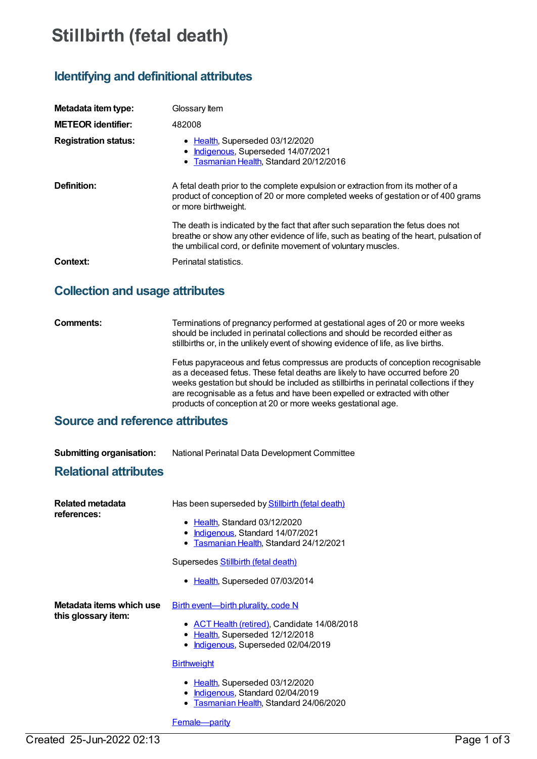# Stillbirth (fetal death)

## Identifying and definitional attributes

**Metadata item type:** Glossary Item

**METEOR identifier:** 482008

**Registration status:**

- Health, Superseded 03/12/2020
- Indigenous, Superseded 14/07/2021
- Tasmanian Health, Standard 20/12/2016

**Definition:** A fetal death prior to the complete expulsion or extraction from its mother of a product of conception of 20 or more completed weeks of gestation or of 400 grams or more birthweight.

The death is indicated by the fact that after such separation the fetus does not breathe or show any other evidence of life, such as beating of the heart, pulsation of the umbilical cord, or definite movement of voluntary muscles.

**Context:** Perinatal statistics.

## Collection and usage attributes

**Comments:** Terminations of pregnancy performed at gestational ages of 20 or more weeks should be included in perinatal collections and should be recorded either as stillbirths or, in the unlikely event of showing evidence of life, as live births.

Fetus papyraceous and fetus compressus are products of conception recognisable as a deceased fetus. These fetal deaths are likely to have occurred before 20 weeks gestation but should be included as stillbirths in perinatal collections if they are recognisable as a fetus and have been expelled or extracted with other products of conception at 20 or more weeks gestational age.

## Source and reference attributes

**Submitting organisation:** National Perinatal Data Development Committee

## Relational attributes

**Related metadata references:**

Has been superseded by Stillbirth (fetal death)

- Health, Standard 03/12/2020
- Indigenous, Standard 14/07/2021
- Tasmanian Health, Standard 24/12/2021

Supersedes Stillbirth (fetal death)

- Health, Superseded 07/03/2014

**Metadata items which use this glossary item:**

Birth event—birth plurality, code N

- ACT Health (retired), Candidate 14/08/2018
- Health, Superseded 12/12/2018
- Indigenous, Superseded 02/04/2019

Birthweight

- Health, Superseded 03/12/2020
- Indigenous, Standard 02/04/2019
- Tasmanian Health, Standard 24/06/2020

Female—parity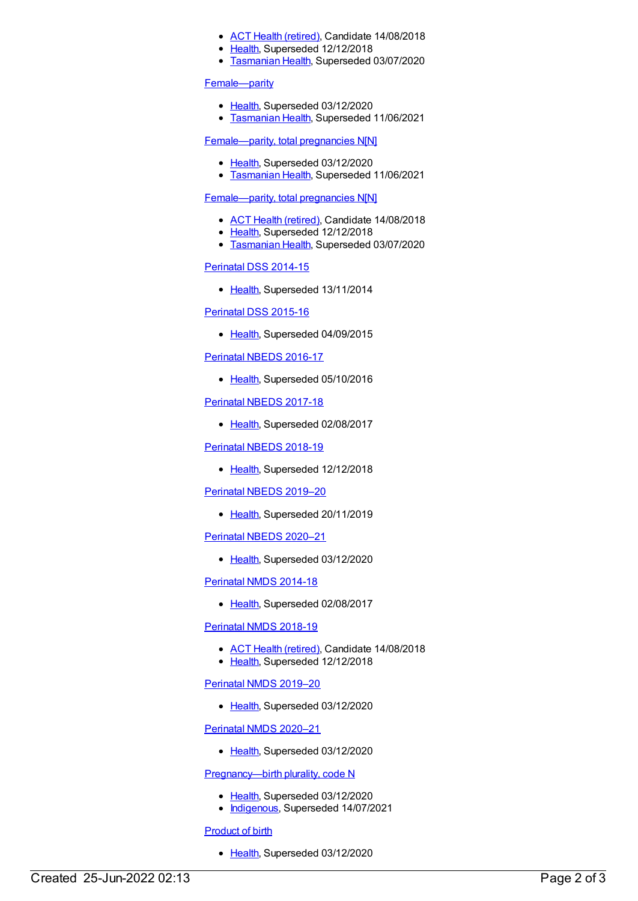- ACT Health (retired), Candidate 14/08/2018
- Health, Superseded 12/12/2018
- Tasmanian Health, Superseded 03/07/2020

Female—parity

- Health, Superseded 03/12/2020
- Tasmanian Health, Superseded 11/06/2021

Female—parity, total pregnancies N[N]

- Health, Superseded 03/12/2020
- Tasmanian Health, Superseded 11/06/2021

Female—parity, total pregnancies N[N]

- ACT Health (retired), Candidate 14/08/2018
- Health, Superseded 12/12/2018
- Tasmanian Health, Superseded 03/07/2020

Perinatal DSS 2014-15

- Health, Superseded 13/11/2014

Perinatal DSS 2015-16

- Health, Superseded 04/09/2015

Perinatal NBEDS 2016-17

- Health, Superseded 05/10/2016

Perinatal NBEDS 2017-18

- Health, Superseded 02/08/2017

Perinatal NBEDS 2018-19

- Health, Superseded 12/12/2018

Perinatal NBEDS 2019–20

- Health, Superseded 20/11/2019

Perinatal NBEDS 2020–21

- Health, Superseded 03/12/2020

Perinatal NMDS 2014-18

- Health, Superseded 02/08/2017

Perinatal NMDS 2018-19

- ACT Health (retired), Candidate 14/08/2018
- Health, Superseded 12/12/2018

Perinatal NMDS 2019–20

- Health, Superseded 03/12/2020

Perinatal NMDS 2020–21

- Health, Superseded 03/12/2020

Pregnancy—birth plurality, code N

- Health, Superseded 03/12/2020
- Indigenous, Superseded 14/07/2021

Product of birth

- Health, Superseded 03/12/2020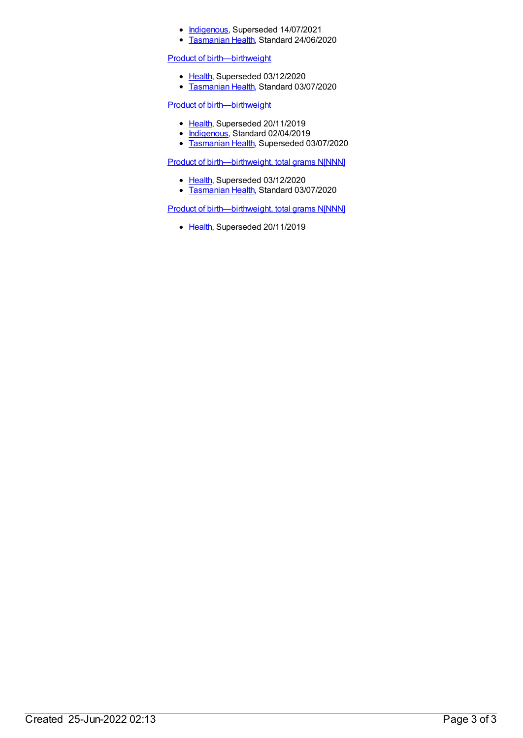- Indigenous, Superseded 14/07/2021
- Tasmanian Health, Standard 24/06/2020

Product of birth—birthweight

- Health, Superseded 03/12/2020
- Tasmanian Health, Standard 03/07/2020

Product of birth—birthweight

- Health, Superseded 20/11/2019
- Indigenous, Standard 02/04/2019
- Tasmanian Health, Superseded 03/07/2020

Product of birth—birthweight, total grams N[NNN]

- Health, Superseded 03/12/2020
- Tasmanian Health, Standard 03/07/2020

Product of birth—birthweight, total grams N[NNN]

- Health, Superseded 20/11/2019